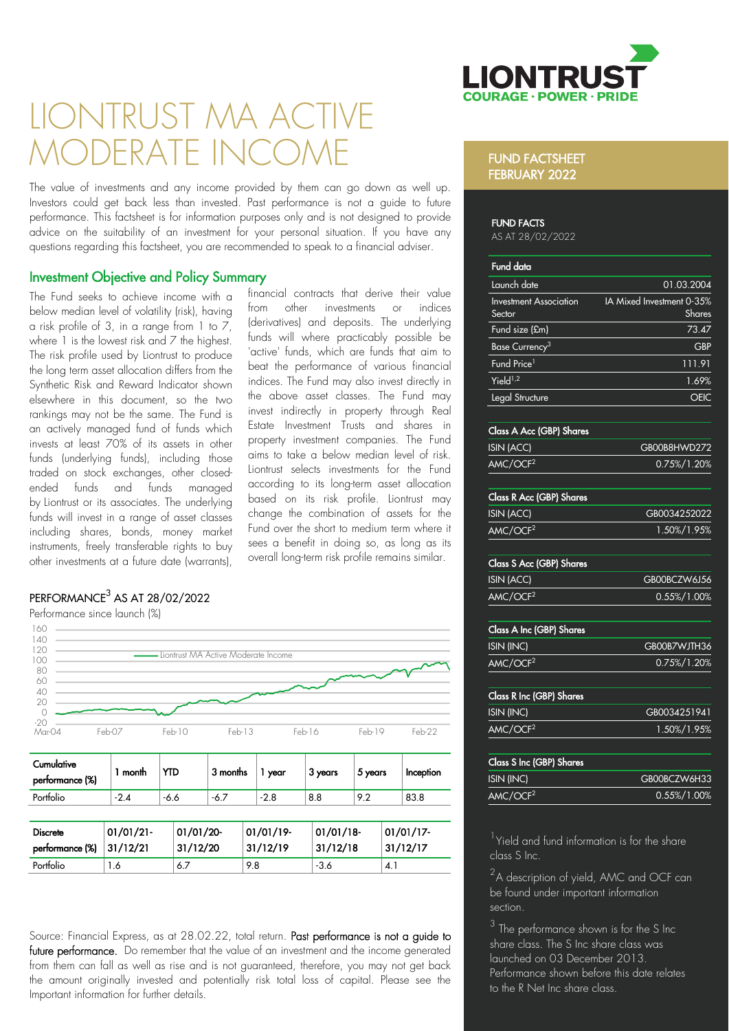# LIONTRUST MA ACTIVE MODERATE INCOME

The value of investments and any income provided by them can go down as well up. Investors could get back less than invested. Past performance is not a guide to future performance. This factsheet is for information purposes only and is not designed to provide advice on the suitability of an investment for your personal situation. If you have any questions regarding this factsheet, you are recommended to speak to a financial adviser.

## Investment Objective and Policy Summary

The Fund seeks to achieve income with a below median level of volatility (risk), having a risk profile of 3, in a range from 1 to 7, where 1 is the lowest risk and 7 the highest. The risk profile used by Liontrust to produce the long term asset allocation differs from the Synthetic Risk and Reward Indicator shown elsewhere in this document, so the two rankings may not be the same. The Fund is an actively managed fund of funds which invests at least 70% of its assets in other funds (underlying funds), including those traded on stock exchanges, other closed-ended funds and funds managed by Liontrust or its associates. The underlying funds will invest in a range of asset classes including shares, bonds, money market instruments, freely transferable rights to buy other investments at a future date (warrants), financial contracts that derive their value from other investments or indices (derivatives) and deposits. The underlying funds will where practicably possible be 'active' funds, which are funds that aim to beat the performance of various financial indices. The Fund may also invest directly in the above asset classes. The Fund may invest indirectly in property through Real Estate Investment Trusts and shares in property investment companies. The Fund aims to take a below median level of risk. Liontrust selects investments for the Fund according to its long-term asset allocation based on its risk profile. Liontrust may change the combination of assets for the Fund over the short to medium term where it sees a benefit in doing so, as long as its overall long-term risk profile remains similar.

## PERFORMANCE[3] AS AT 28/02/2022

Performance since launch (%)

| Cumulative performance (%) | 1 month | YTD | 3 months | 1 year | 3 years | 5 years | Inception |
|---|---|---|---|---|---|---|---|
| Portfolio | -2.4 | -6.6 | -6.7 | -2.8 | 8.8 | 9.2 | 83.8 |

| Discrete performance (%) | 01/01/21-31/12/21 | 01/01/20-31/12/20 | 01/01/19-31/12/19 | 01/01/18-31/12/18 | 01/01/17-31/12/17 |
|---|---|---|---|---|---|
| Portfolio | 1.6 | 6.7 | 9.8 | -3.6 | 4.1 |

Source: Financial Express, as at 28.02.22, total return. **Past performance is not a guide to future performance.** Do remember that the value of an investment and the income generated from them can fall as well as rise and is not guaranteed, therefore, you may not get back the amount originally invested and potentially risk total loss of capital. Please see the Important information for further details.

## FUND FACTSHEET FEBRUARY 2022

### FUND FACTS

AS AT 28/02/2022

| Fund data | |
|---|---|
| Launch date | 01.03.2004 |
| Investment Association Sector | IA Mixed Investment 0-35% Shares |
| Fund size (£m) | 73.47 |
| Base Currency[3] | GBP |
| Fund Price[1] | 111.91 |
| Yield[1,2] | 1.69% |
| Legal Structure | OEIC |

| Class A Acc (GBP) Shares | |
|---|---|
| ISIN (ACC) | GB00B8HWD272 |
| AMC/OCF[2] | 0.75%/1.20% |

| Class R Acc (GBP) Shares | |
|---|---|
| ISIN (ACC) | GB0034252022 |
| AMC/OCF[2] | 1.50%/1.95% |

| Class S Acc (GBP) Shares | |
|---|---|
| ISIN (ACC) | GB00BCZW6J56 |
| AMC/OCF[2] | 0.55%/1.00% |

| Class A Inc (GBP) Shares | |
|---|---|
| ISIN (INC) | GB00B7WJTH36 |
| AMC/OCF[2] | 0.75%/1.20% |

| Class R Inc (GBP) Shares | |
|---|---|
| ISIN (INC) | GB0034251941 |
| AMC/OCF[2] | 1.50%/1.95% |

| Class S Inc (GBP) Shares | |
|---|---|
| ISIN (INC) | GB00BCZW6H33 |
| AMC/OCF[2] | 0.55%/1.00% |

[1] Yield and fund information is for the share class S Inc.

[2] A description of yield, AMC and OCF can be found under important information section.

[3] The performance shown is for the S Inc share class. The S Inc share class was launched on 03 December 2013. Performance shown before this date relates to the R Net Inc share class.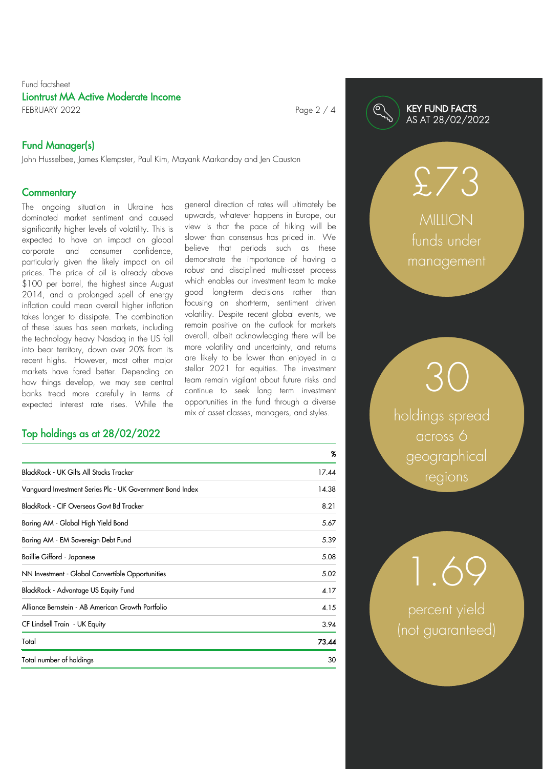Fund factsheet

**Liontrust MA Active Moderate Income**

FEBRUARY 2022

## Fund Manager(s)

John Husselbee, James Klempster, Paul Kim, Mayank Markanday and Jen Causton

## Commentary

The ongoing situation in Ukraine has dominated market sentiment and caused significantly higher levels of volatility. This is expected to have an impact on global corporate and consumer confidence, particularly given the likely impact on oil prices. The price of oil is already above $100 per barrel, the highest since August 2014, and a prolonged spell of energy inflation could mean overall higher inflation takes longer to dissipate. The combination of these issues has seen markets, including the technology heavy Nasdaq in the US fall into bear territory, down over 20% from its recent highs. However, most other major markets have fared better. Depending on how things develop, we may see central banks tread more carefully in terms of expected interest rate rises. While the general direction of rates will ultimately be upwards, whatever happens in Europe, our view is that the pace of hiking will be slower than consensus has priced in. We believe that periods such as these demonstrate the importance of having a robust and disciplined multi-asset process which enables our investment team to make good long-term decisions rather than focusing on short-term, sentiment driven volatility. Despite recent global events, we remain positive on the outlook for markets overall, albeit acknowledging there will be more volatility and uncertainty, and returns are likely to be lower than enjoyed in a stellar 2021 for equities. The investment team remain vigilant about future risks and continue to seek long term investment opportunities in the fund through a diverse mix of asset classes, managers, and styles.

## Top holdings as at 28/02/2022

| | % |
|---|---|
| BlackRock - UK Gilts All Stocks Tracker | 17.44 |
| Vanguard Investment Series Plc - UK Government Bond Index | 14.38 |
| BlackRock - CIF Overseas Govt Bd Tracker | 8.21 |
| Baring AM - Global High Yield Bond | 5.67 |
| Baring AM - EM Sovereign Debt Fund | 5.39 |
| Baillie Gifford - Japanese | 5.08 |
| NN Investment - Global Convertible Opportunities | 5.02 |
| BlackRock - Advantage US Equity Fund | 4.17 |
| Alliance Bernstein - AB American Growth Portfolio | 4.15 |
| CF Lindsell Train - UK Equity | 3.94 |
| Total | **73.44** |
| Total number of holdings | 30 |

## KEY FUND FACTS AS AT 28/02/2022

£73 MILLION funds under management

30 holdings spread across 6 geographical regions

1.69 percent yield (not guaranteed)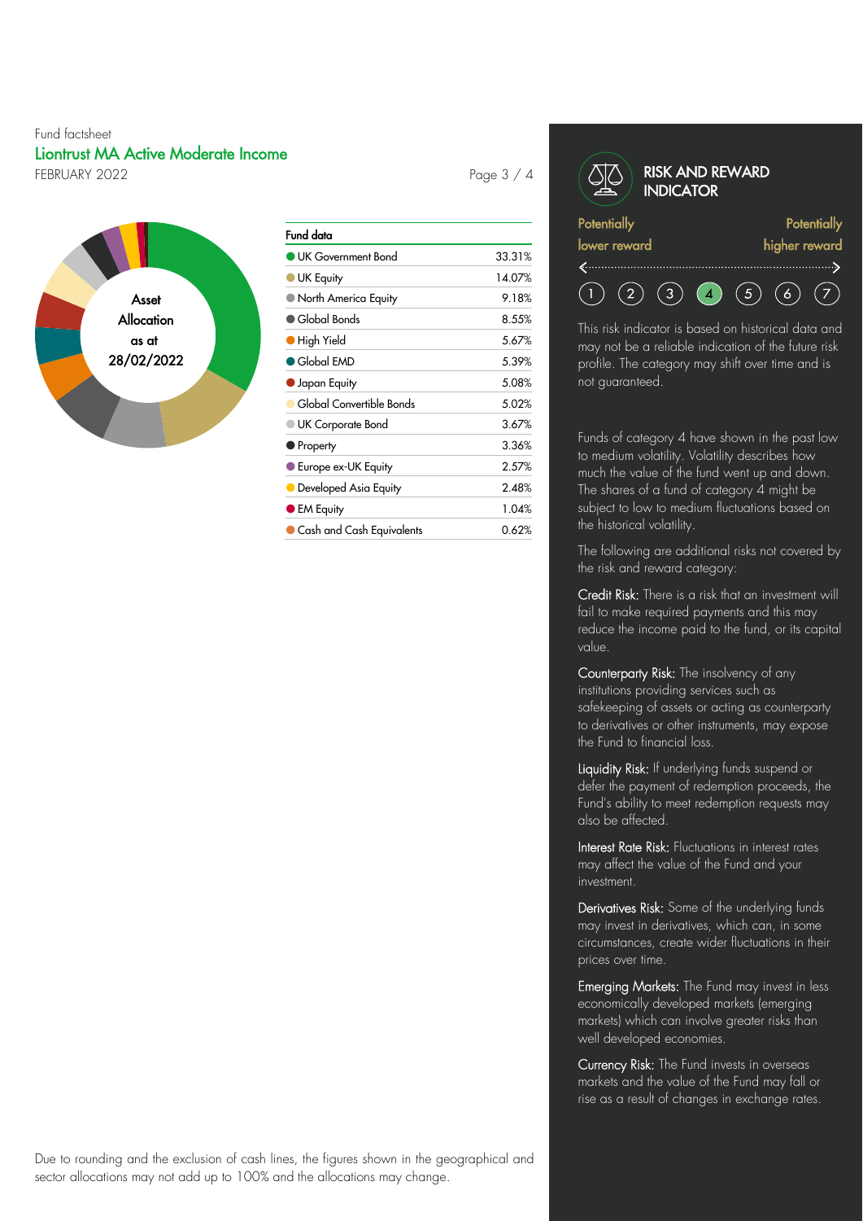Fund factsheet

## Liontrust MA Active Moderate Income

FEBRUARY 2022

Asset Allocation as at 28/02/2022

| Fund data | |
|---|---|
| UK Government Bond | 33.31% |
| UK Equity | 14.07% |
| North America Equity | 9.18% |
| Global Bonds | 8.55% |
| High Yield | 5.67% |
| Global EMD | 5.39% |
| Japan Equity | 5.08% |
| Global Convertible Bonds | 5.02% |
| UK Corporate Bond | 3.67% |
| Property | 3.36% |
| Europe ex-UK Equity | 2.57% |
| Developed Asia Equity | 2.48% |
| EM Equity | 1.04% |
| Cash and Cash Equivalents | 0.62% |

Due to rounding and the exclusion of cash lines, the figures shown in the geographical and sector allocations may not add up to 100% and the allocations may change.

## RISK AND REWARD INDICATOR

Potentially lower reward — Potentially higher reward

1 2 3 **4** 5 6 7

This risk indicator is based on historical data and may not be a reliable indication of the future risk profile. The category may shift over time and is not guaranteed.

Funds of category 4 have shown in the past low to medium volatility. Volatility describes how much the value of the fund went up and down. The shares of a fund of category 4 might be subject to low to medium fluctuations based on the historical volatility.

The following are additional risks not covered by the risk and reward category:

**Credit Risk:** There is a risk that an investment will fail to make required payments and this may reduce the income paid to the fund, or its capital value.

**Counterparty Risk:** The insolvency of any institutions providing services such as safekeeping of assets or acting as counterparty to derivatives or other instruments, may expose the Fund to financial loss.

**Liquidity Risk:** If underlying funds suspend or defer the payment of redemption proceeds, the Fund's ability to meet redemption requests may also be affected.

**Interest Rate Risk:** Fluctuations in interest rates may affect the value of the Fund and your investment.

**Derivatives Risk:** Some of the underlying funds may invest in derivatives, which can, in some circumstances, create wider fluctuations in their prices over time.

**Emerging Markets:** The Fund may invest in less economically developed markets (emerging markets) which can involve greater risks than well developed economies.

**Currency Risk:** The Fund invests in overseas markets and the value of the Fund may fall or rise as a result of changes in exchange rates.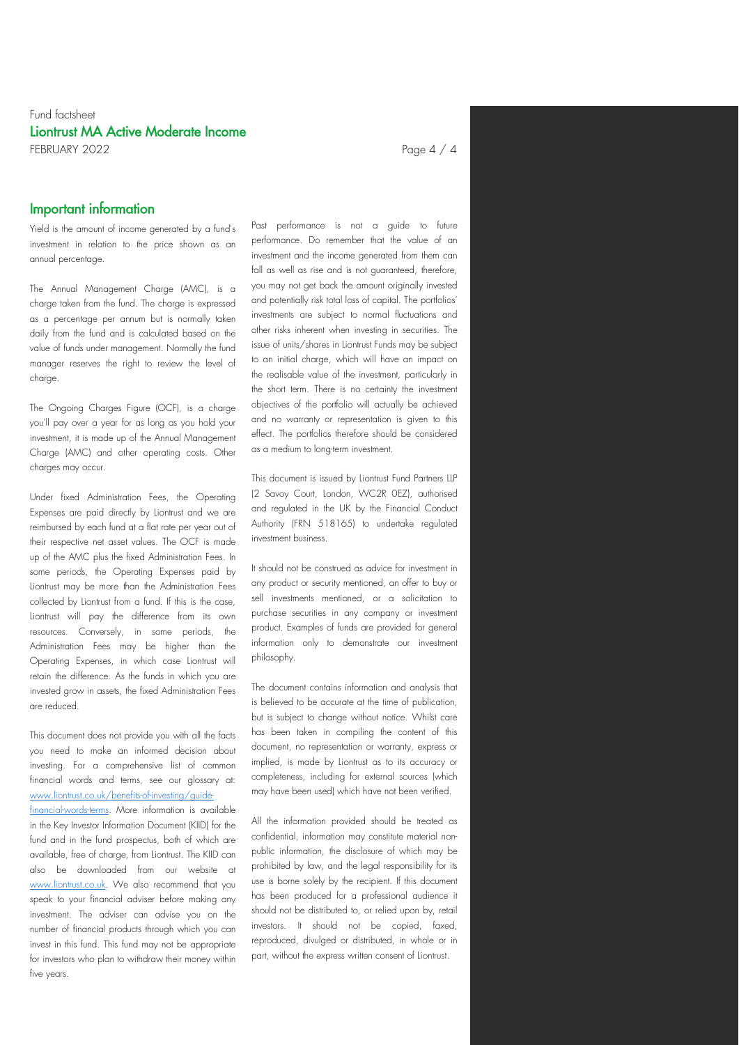## Important information

Yield is the amount of income generated by a fund's investment in relation to the price shown as an annual percentage.

The Annual Management Charge (AMC), is a charge taken from the fund. The charge is expressed as a percentage per annum but is normally taken daily from the fund and is calculated based on the value of funds under management. Normally the fund manager reserves the right to review the level of charge.

The Ongoing Charges Figure (OCF), is a charge you'll pay over a year for as long as you hold your investment, it is made up of the Annual Management Charge (AMC) and other operating costs. Other charges may occur.

Under fixed Administration Fees, the Operating Expenses are paid directly by Liontrust and we are reimbursed by each fund at a flat rate per year out of their respective net asset values. The OCF is made up of the AMC plus the fixed Administration Fees. In some periods, the Operating Expenses paid by Liontrust may be more than the Administration Fees collected by Liontrust from a fund. If this is the case, Liontrust will pay the difference from its own resources. Conversely, in some periods, the Administration Fees may be higher than the Operating Expenses, in which case Liontrust will retain the difference. As the funds in which you are invested grow in assets, the fixed Administration Fees are reduced.

This document does not provide you with all the facts you need to make an informed decision about investing. For a comprehensive list of common financial words and terms, see our glossary at: www.liontrust.co.uk/benefits-of-investing/guide-financial-words-terms. More information is available in the Key Investor Information Document (KIID) for the fund and in the fund prospectus, both of which are available, free of charge, from Liontrust. The KIID can also be downloaded from our website at www.liontrust.co.uk. We also recommend that you speak to your financial adviser before making any investment. The adviser can advise you on the number of financial products through which you can invest in this fund. This fund may not be appropriate for investors who plan to withdraw their money within five years.

Past performance is not a guide to future performance. Do remember that the value of an investment and the income generated from them can fall as well as rise and is not guaranteed, therefore, you may not get back the amount originally invested and potentially risk total loss of capital. The portfolios' investments are subject to normal fluctuations and other risks inherent when investing in securities. The issue of units/shares in Liontrust Funds may be subject to an initial charge, which will have an impact on the realisable value of the investment, particularly in the short term. There is no certainty the investment objectives of the portfolio will actually be achieved and no warranty or representation is given to this effect. The portfolios therefore should be considered as a medium to long-term investment.

This document is issued by Liontrust Fund Partners LLP (2 Savoy Court, London, WC2R 0EZ), authorised and regulated in the UK by the Financial Conduct Authority (FRN 518165) to undertake regulated investment business.

It should not be construed as advice for investment in any product or security mentioned, an offer to buy or sell investments mentioned, or a solicitation to purchase securities in any company or investment product. Examples of funds are provided for general information only to demonstrate our investment philosophy.

The document contains information and analysis that is believed to be accurate at the time of publication, but is subject to change without notice. Whilst care has been taken in compiling the content of this document, no representation or warranty, express or implied, is made by Liontrust as to its accuracy or completeness, including for external sources (which may have been used) which have not been verified.

All the information provided should be treated as confidential, information may constitute material non-public information, the disclosure of which may be prohibited by law, and the legal responsibility for its use is borne solely by the recipient. If this document has been produced for a professional audience it should not be distributed to, or relied upon by, retail investors. It should not be copied, faxed, reproduced, divulged or distributed, in whole or in part, without the express written consent of Liontrust.